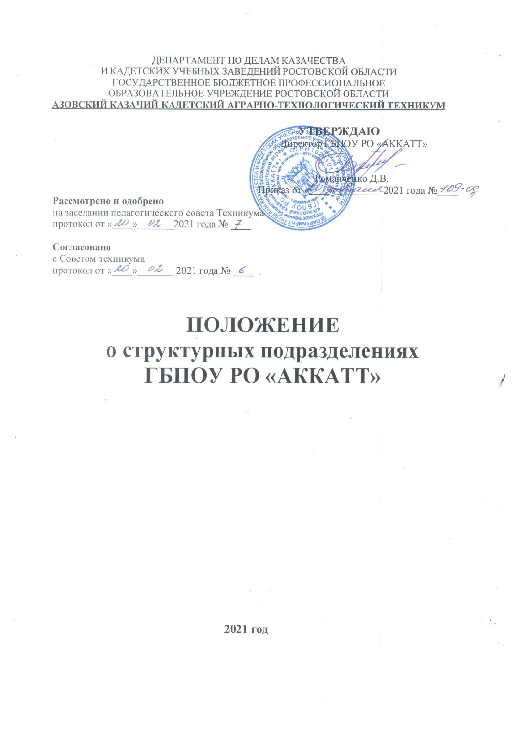ДЕПАРТАМЕНТ ПО ДЕЛАМ КАЗАЧЕСТВА
И КАДЕТСКИХ УЧЕБНЫХ ЗАВЕДЕНИЙ РОСТОВСКОЙ ОБЛАСТИ
ГОСУДАРСТВЕННОЕ БЮДЖЕТНОЕ ПРОФЕССИОНАЛЬНОЕ
ОБРАЗОВАТЕЛЬНОЕ УЧРЕЖДЕНИЕ РОСТОВСКОЙ ОБЛАСТИ
**АЗОВСКИЙ КАЗАЧИЙ КАДЕТСКИЙ АГРАРНО-ТЕХНОЛОГИЧЕСКИЙ ТЕХНИКУМ**

**УТВЕРЖДАЮ**
Директор ГБПОУ РО «АККАТТ»
_____________ Романченко Д.В.
Приказ от «__» _______ 2021 года № 109-од

**Рассмотрено и одобрено**
на заседании педагогического совета Техникума
протокол от «20» 02 2021 года № 7

**Согласовано**
с Советом техникума
протокол от «20» 02 2021 года № 6

# ПОЛОЖЕНИЕ
# о структурных подразделениях ГБПОУ РО «АККАТТ»

**2021 год**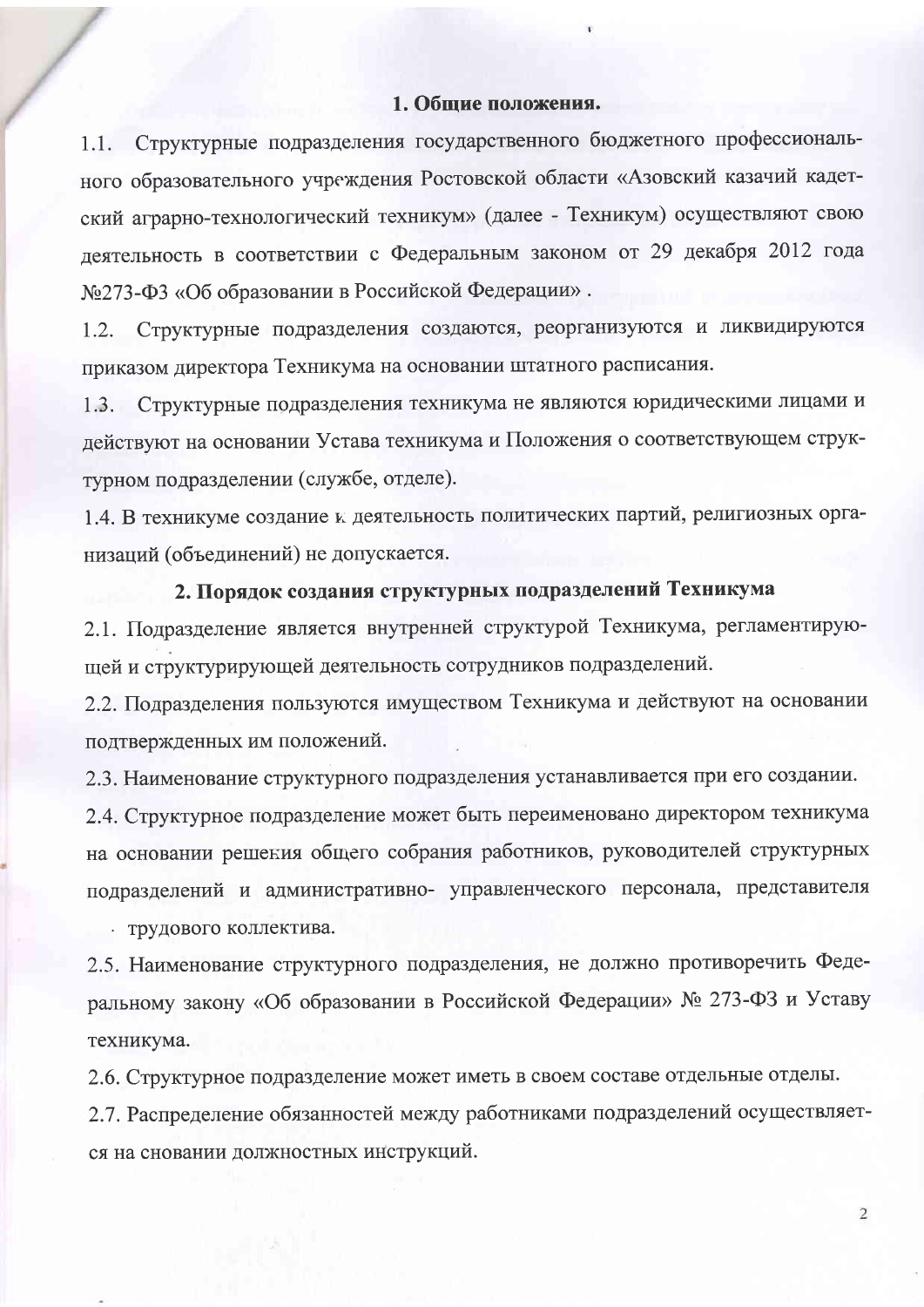## 1. Общие положения.

1.1. Структурные подразделения государственного бюджетного профессионального образовательного учреждения Ростовской области «Азовский казачий кадетский аграрно-технологический техникум» (далее - Техникум) осуществляют свою деятельность в соответствии с Федеральным законом от 29 декабря 2012 года №273-ФЗ «Об образовании в Российской Федерации» .

1.2. Структурные подразделения создаются, реорганизуются и ликвидируются приказом директора Техникума на основании штатного расписания.

1.3. Структурные подразделения техникума не являются юридическими лицами и действуют на основании Устава техникума и Положения о соответствующем структурном подразделении (службе, отделе).

1.4. В техникуме создание и деятельность политических партий, религиозных организаций (объединений) не допускается.

## 2. Порядок создания структурных подразделений Техникума

2.1. Подразделение является внутренней структурой Техникума, регламентирующей и структурирующей деятельность сотрудников подразделений.

2.2. Подразделения пользуются имуществом Техникума и действуют на основании подтвержденных им положений.

2.3. Наименование структурного подразделения устанавливается при его создании.

2.4. Структурное подразделение может быть переименовано директором техникума на основании решения общего собрания работников, руководителей структурных подразделений и административно- управленческого персонала, представителя трудового коллектива.

2.5. Наименование структурного подразделения, не должно противоречить Федеральному закону «Об образовании в Российской Федерации» № 273-ФЗ и Уставу техникума.

2.6. Структурное подразделение может иметь в своем составе отдельные отделы.

2.7. Распределение обязанностей между работниками подразделений осуществляется на сновании должностных инструкций.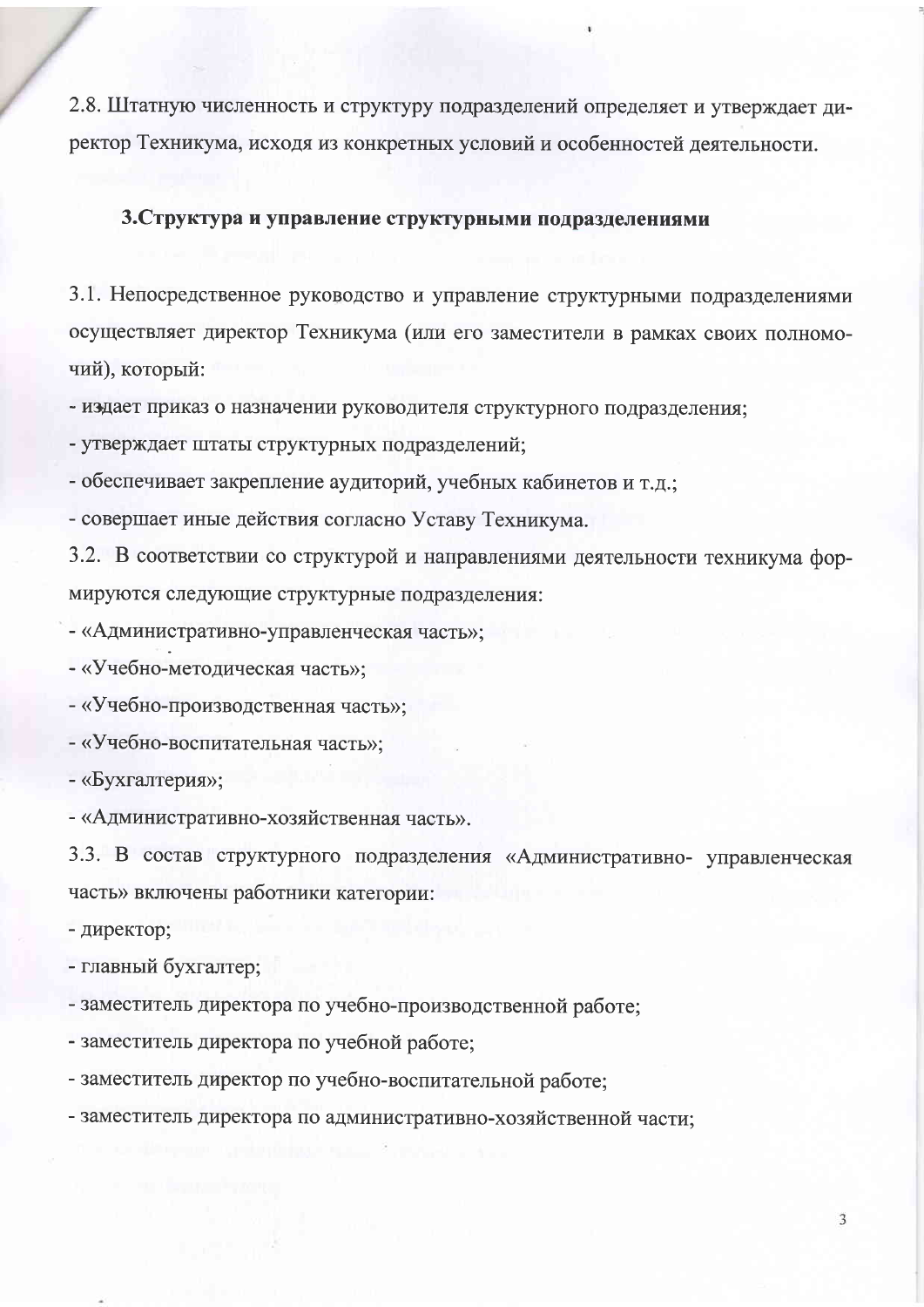2.8. Штатную численность и структуру подразделений определяет и утверждает директор Техникума, исходя из конкретных условий и особенностей деятельности.

## 3.Структура и управление структурными подразделениями

3.1. Непосредственное руководство и управление структурными подразделениями осуществляет директор Техникума (или его заместители в рамках своих полномочий), который:

- издает приказ о назначении руководителя структурного подразделения;
- утверждает штаты структурных подразделений;
- обеспечивает закрепление аудиторий, учебных кабинетов и т.д.;
- совершает иные действия согласно Уставу Техникума.

3.2. В соответствии со структурой и направлениями деятельности техникума формируются следующие структурные подразделения:

- «Административно-управленческая часть»;
- «Учебно-методическая часть»;
- «Учебно-производственная часть»;
- «Учебно-воспитательная часть»;
- «Бухгалтерия»;
- «Административно-хозяйственная часть».

3.3. В состав структурного подразделения «Административно- управленческая часть» включены работники категории:

- директор;
- главный бухгалтер;
- заместитель директора по учебно-производственной работе;
- заместитель директора по учебной работе;
- заместитель директор по учебно-воспитательной работе;
- заместитель директора по административно-хозяйственной части;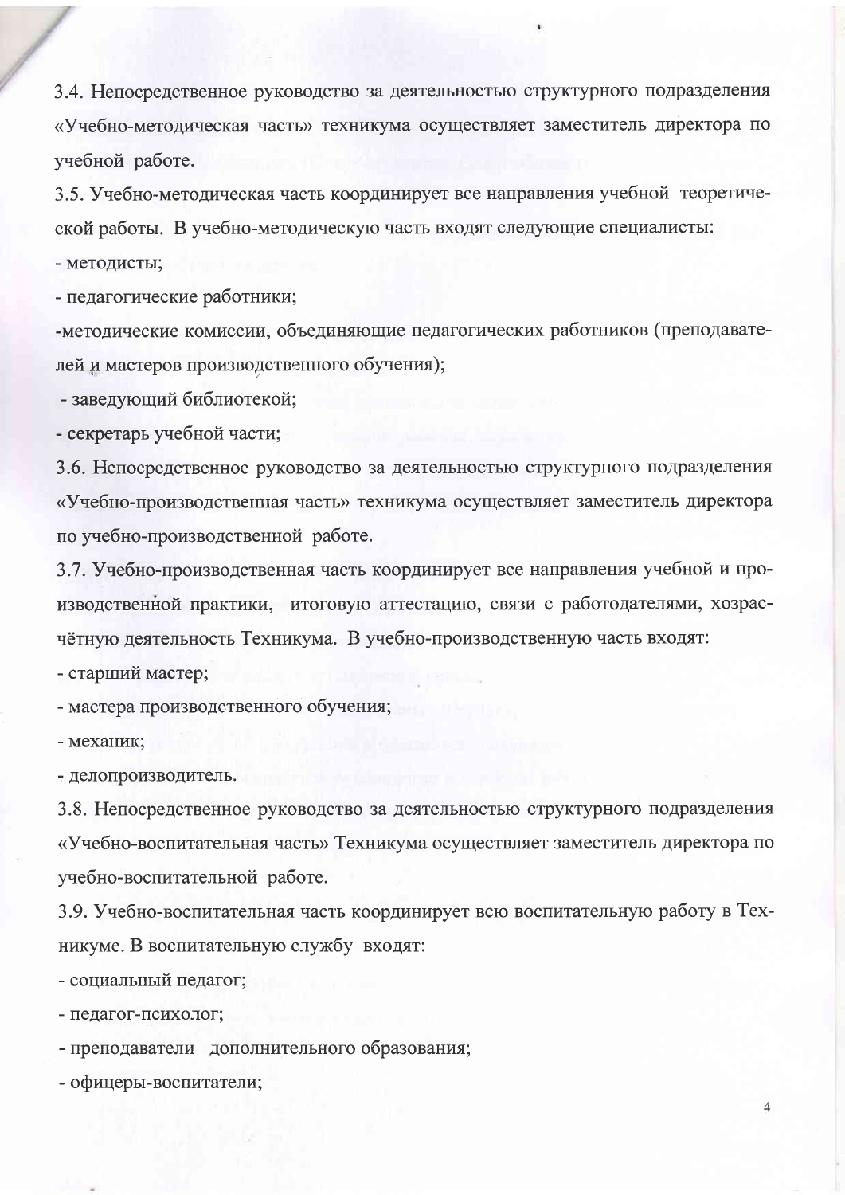3.4. Непосредственное руководство за деятельностью структурного подразделения «Учебно-методическая часть» техникума осуществляет заместитель директора по учебной работе.

3.5. Учебно-методическая часть координирует все направления учебной теоретической работы. В учебно-методическую часть входят следующие специалисты:

- методисты;
- педагогические работники;
- методические комиссии, объединяющие педагогических работников (преподавателей и мастеров производственного обучения);
- заведующий библиотекой;
- секретарь учебной части;

3.6. Непосредственное руководство за деятельностью структурного подразделения «Учебно-производственная часть» техникума осуществляет заместитель директора по учебно-производственной работе.

3.7. Учебно-производственная часть координирует все направления учебной и производственной практики, итоговую аттестацию, связи с работодателями, хозрасчётную деятельность Техникума. В учебно-производственную часть входят:

- старший мастер;
- мастера производственного обучения;
- механик;
- делопроизводитель.

3.8. Непосредственное руководство за деятельностью структурного подразделения «Учебно-воспитательная часть» Техникума осуществляет заместитель директора по учебно-воспитательной работе.

3.9. Учебно-воспитательная часть координирует всю воспитательную работу в Техникуме. В воспитательную службу входят:

- социальный педагог;
- педагог-психолог;
- преподаватели дополнительного образования;
- офицеры-воспитатели;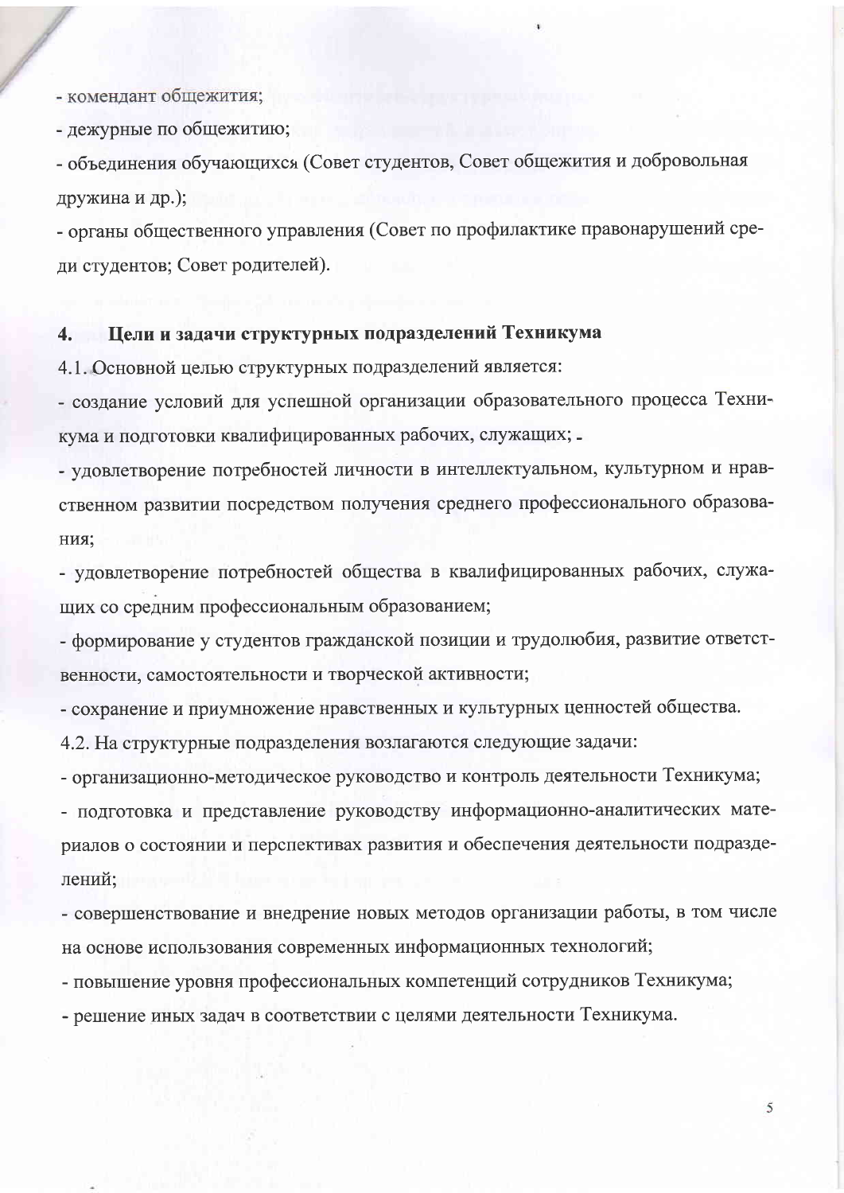- комендант общежития;
- дежурные по общежитию;
- объединения обучающихся (Совет студентов, Совет общежития и добровольная дружина и др.);
- органы общественного управления (Совет по профилактике правонарушений среди студентов; Совет родителей).

## 4. Цели и задачи структурных подразделений Техникума

4.1. Основной целью структурных подразделений является:

- создание условий для успешной организации образовательного процесса Техникума и подготовки квалифицированных рабочих, служащих;
- удовлетворение потребностей личности в интеллектуальном, культурном и нравственном развитии посредством получения среднего профессионального образования;
- удовлетворение потребностей общества в квалифицированных рабочих, служащих со средним профессиональным образованием;
- формирование у студентов гражданской позиции и трудолюбия, развитие ответственности, самостоятельности и творческой активности;
- сохранение и приумножение нравственных и культурных ценностей общества.

4.2. На структурные подразделения возлагаются следующие задачи:

- организационно-методическое руководство и контроль деятельности Техникума;
- подготовка и представление руководству информационно-аналитических материалов о состоянии и перспективах развития и обеспечения деятельности подразделений;
- совершенствование и внедрение новых методов организации работы, в том числе на основе использования современных информационных технологий;
- повышение уровня профессиональных компетенций сотрудников Техникума;
- решение иных задач в соответствии с целями деятельности Техникума.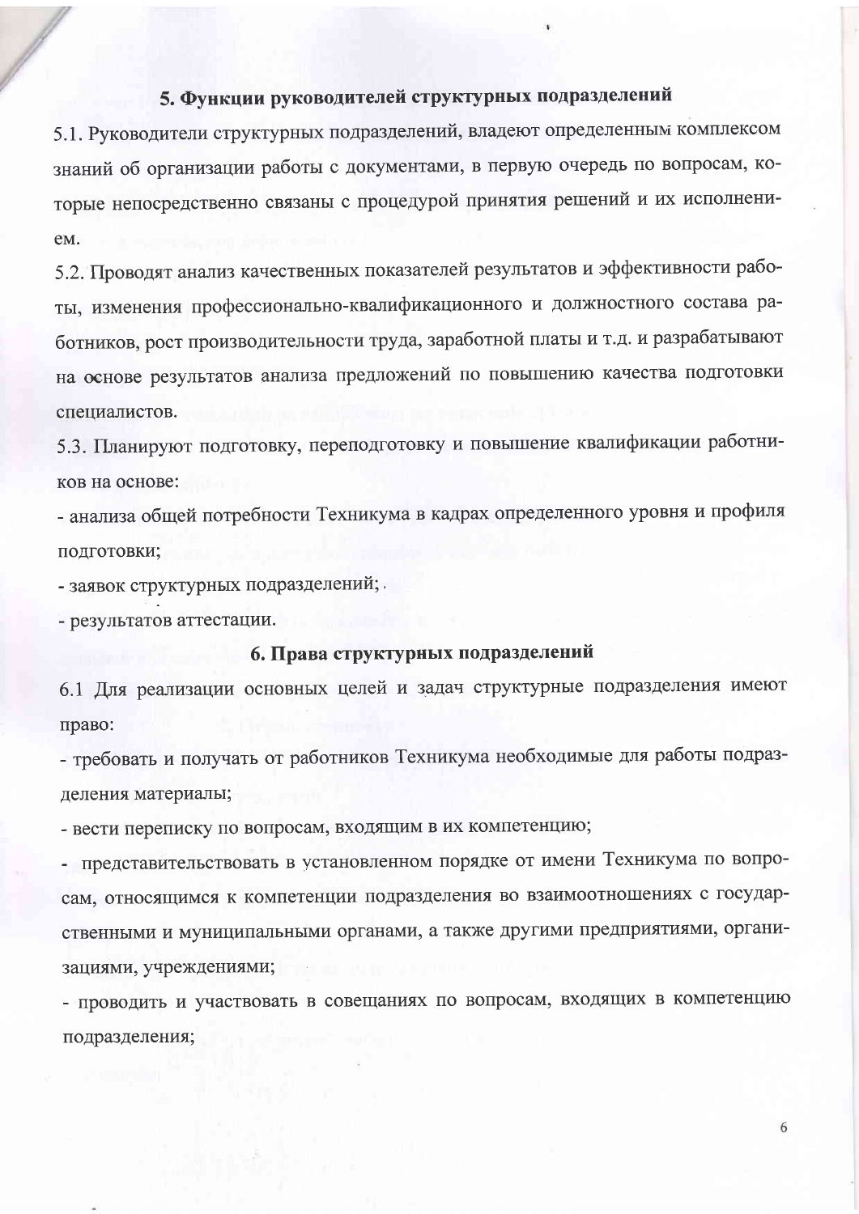## 5. Функции руководителей структурных подразделений

5.1. Руководители структурных подразделений, владеют определенным комплексом знаний об организации работы с документами, в первую очередь по вопросам, которые непосредственно связаны с процедурой принятия решений и их исполнением.

5.2. Проводят анализ качественных показателей результатов и эффективности работы, изменения профессионально-квалификационного и должностного состава работников, рост производительности труда, заработной платы и т.д. и разрабатывают на основе результатов анализа предложений по повышению качества подготовки специалистов.

5.3. Планируют подготовку, переподготовку и повышение квалификации работников на основе:

- анализа общей потребности Техникума в кадрах определенного уровня и профиля подготовки;
- заявок структурных подразделений;
- результатов аттестации.

## 6. Права структурных подразделений

6.1 Для реализации основных целей и задач структурные подразделения имеют право:

- требовать и получать от работников Техникума необходимые для работы подразделения материалы;
- вести переписку по вопросам, входящим в их компетенцию;
- представительствовать в установленном порядке от имени Техникума по вопросам, относящимся к компетенции подразделения во взаимоотношениях с государственными и муниципальными органами, а также другими предприятиями, организациями, учреждениями;
- проводить и участвовать в совещаниях по вопросам, входящих в компетенцию подразделения;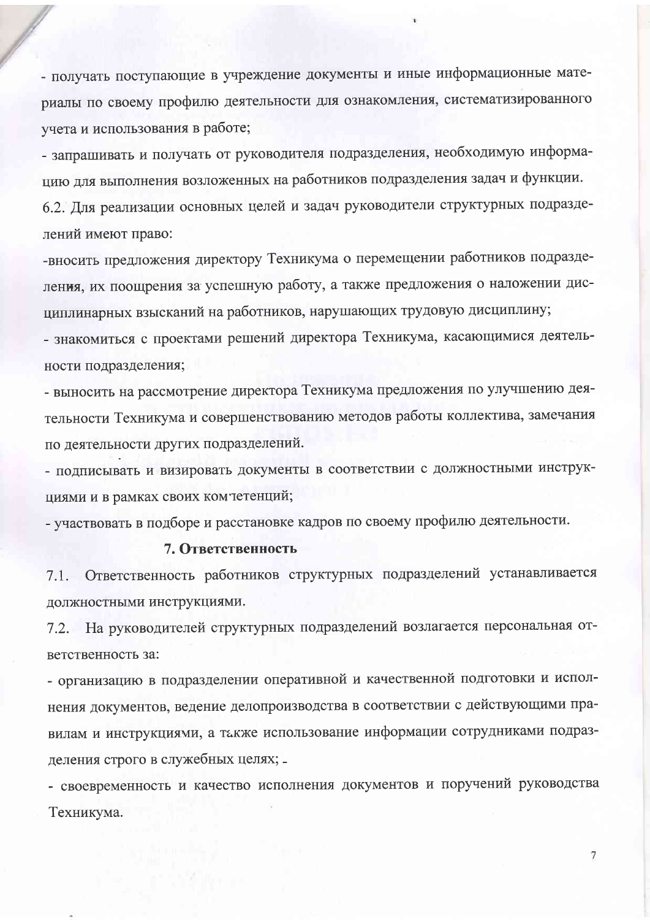- получать поступающие в учреждение документы и иные информационные материалы по своему профилю деятельности для ознакомления, систематизированного учета и использования в работе;

- запрашивать и получать от руководителя подразделения, необходимую информацию для выполнения возложенных на работников подразделения задач и функции.

6.2. Для реализации основных целей и задач руководители структурных подразделений имеют право:

-вносить предложения директору Техникума о перемещении работников подразделения, их поощрения за успешную работу, а также предложения о наложении дисциплинарных взысканий на работников, нарушающих трудовую дисциплину;

- знакомиться с проектами решений директора Техникума, касающимися деятельности подразделения;

- выносить на рассмотрение директора Техникума предложения по улучшению деятельности Техникума и совершенствованию методов работы коллектива, замечания по деятельности других подразделений.

- подписывать и визировать документы в соответствии с должностными инструкциями и в рамках своих компетенций;

- участвовать в подборе и расстановке кадров по своему профилю деятельности.

### 7. Ответственность

7.1. Ответственность работников структурных подразделений устанавливается должностными инструкциями.

7.2. На руководителей структурных подразделений возлагается персональная ответственность за:

- организацию в подразделении оперативной и качественной подготовки и исполнения документов, ведение делопроизводства в соответствии с действующими правилам и инструкциями, а также использование информации сотрудниками подразделения строго в служебных целях;

- своевременность и качество исполнения документов и поручений руководства Техникума.